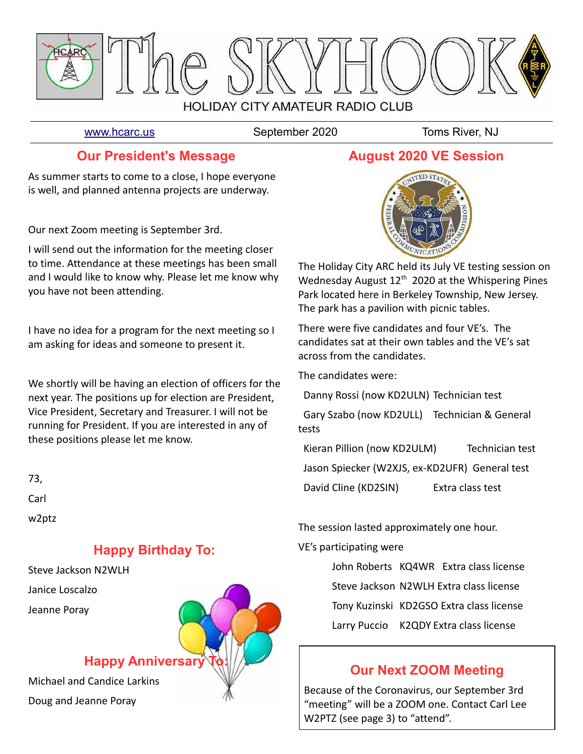# The SKYHOOK

HOLIDAY CITY AMATEUR RADIO CLUB

www.hcarc.us | September 2020 | Toms River, NJ

## Our President's Message

As summer starts to come to a close, I hope everyone is well, and planned antenna projects are underway.

Our next Zoom meeting is September 3rd.

I will send out the information for the meeting closer to time. Attendance at these meetings has been small and I would like to know why. Please let me know why you have not been attending.

I have no idea for a program for the next meeting so I am asking for ideas and someone to present it.

We shortly will be having an election of officers for the next year. The positions up for election are President, Vice President, Secretary and Treasurer. I will not be running for President. If you are interested in any of these positions please let me know.

73,

Carl

w2ptz

## Happy Birthday To:

Steve Jackson N2WLH

Janice Loscalzo

Jeanne Poray

## Happy Anniversary To:

Michael and Candice Larkins

Doug and Jeanne Poray

## August 2020 VE Session

The Holiday City ARC held its July VE testing session on Wednesday August 12th 2020 at the Whispering Pines Park located here in Berkeley Township, New Jersey. The park has a pavilion with picnic tables.

There were five candidates and four VE's. The candidates sat at their own tables and the VE's sat across from the candidates.

The candidates were:

Danny Rossi (now KD2ULN) Technician test

Gary Szabo (now KD2ULL) Technician & General tests

Kieran Pillion (now KD2ULM) Technician test

Jason Spiecker (W2XJS, ex-KD2UFR) General test

David Cline (KD2SIN) Extra class test

The session lasted approximately one hour.

VE's participating were

John Roberts KQ4WR Extra class license

Steve Jackson N2WLH Extra class license

Tony Kuzinski KD2GSO Extra class license

Larry Puccio K2QDY Extra class license

## Our Next ZOOM Meeting

Because of the Coronavirus, our September 3rd "meeting" will be a ZOOM one. Contact Carl Lee W2PTZ (see page 3) to "attend".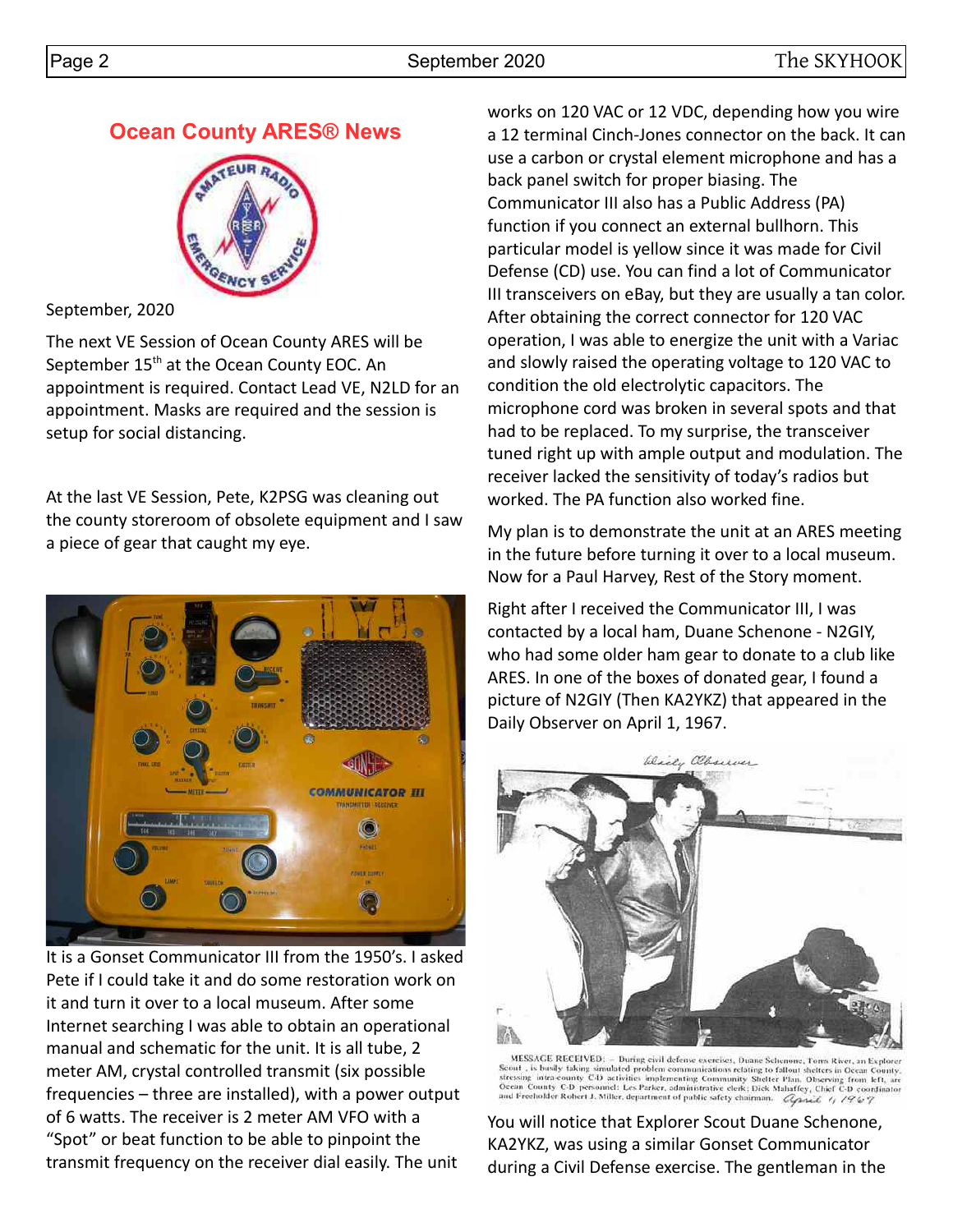## Ocean County ARES® News

September, 2020

The next VE Session of Ocean County ARES will be September 15th at the Ocean County EOC. An appointment is required. Contact Lead VE, N2LD for an appointment. Masks are required and the session is setup for social distancing.

At the last VE Session, Pete, K2PSG was cleaning out the county storeroom of obsolete equipment and I saw a piece of gear that caught my eye.

It is a Gonset Communicator III from the 1950's. I asked Pete if I could take it and do some restoration work on it and turn it over to a local museum. After some Internet searching I was able to obtain an operational manual and schematic for the unit. It is all tube, 2 meter AM, crystal controlled transmit (six possible frequencies – three are installed), with a power output of 6 watts. The receiver is 2 meter AM VFO with a "Spot" or beat function to be able to pinpoint the transmit frequency on the receiver dial easily. The unit works on 120 VAC or 12 VDC, depending how you wire a 12 terminal Cinch-Jones connector on the back. It can use a carbon or crystal element microphone and has a back panel switch for proper biasing. The Communicator III also has a Public Address (PA) function if you connect an external bullhorn. This particular model is yellow since it was made for Civil Defense (CD) use. You can find a lot of Communicator III transceivers on eBay, but they are usually a tan color. After obtaining the correct connector for 120 VAC operation, I was able to energize the unit with a Variac and slowly raised the operating voltage to 120 VAC to condition the old electrolytic capacitors. The microphone cord was broken in several spots and that had to be replaced. To my surprise, the transceiver tuned right up with ample output and modulation. The receiver lacked the sensitivity of today's radios but worked. The PA function also worked fine.

My plan is to demonstrate the unit at an ARES meeting in the future before turning it over to a local museum. Now for a Paul Harvey, Rest of the Story moment.

Right after I received the Communicator III, I was contacted by a local ham, Duane Schenone - N2GIY, who had some older ham gear to donate to a club like ARES. In one of the boxes of donated gear, I found a picture of N2GIY (Then KA2YKZ) that appeared in the Daily Observer on April 1, 1967.

MESSAGE RECEIVED: – During civil defense exercises, Duane Schenone, Toms River, an Explorer Scout, is busily taking simulated problem communications relating to fallout shelters in Ocean County, stressing intra-county C-D activities implementing Community Shelter Plan. Observing from left, are Ocean County C-D personnel: Les Parker, administrative clerk; Dick Mahaffey, Chief C-D coordinator and Freeholder Robert J. Miller, department of public safety chairman. April 1, 1967

You will notice that Explorer Scout Duane Schenone, KA2YKZ, was using a similar Gonset Communicator during a Civil Defense exercise. The gentleman in the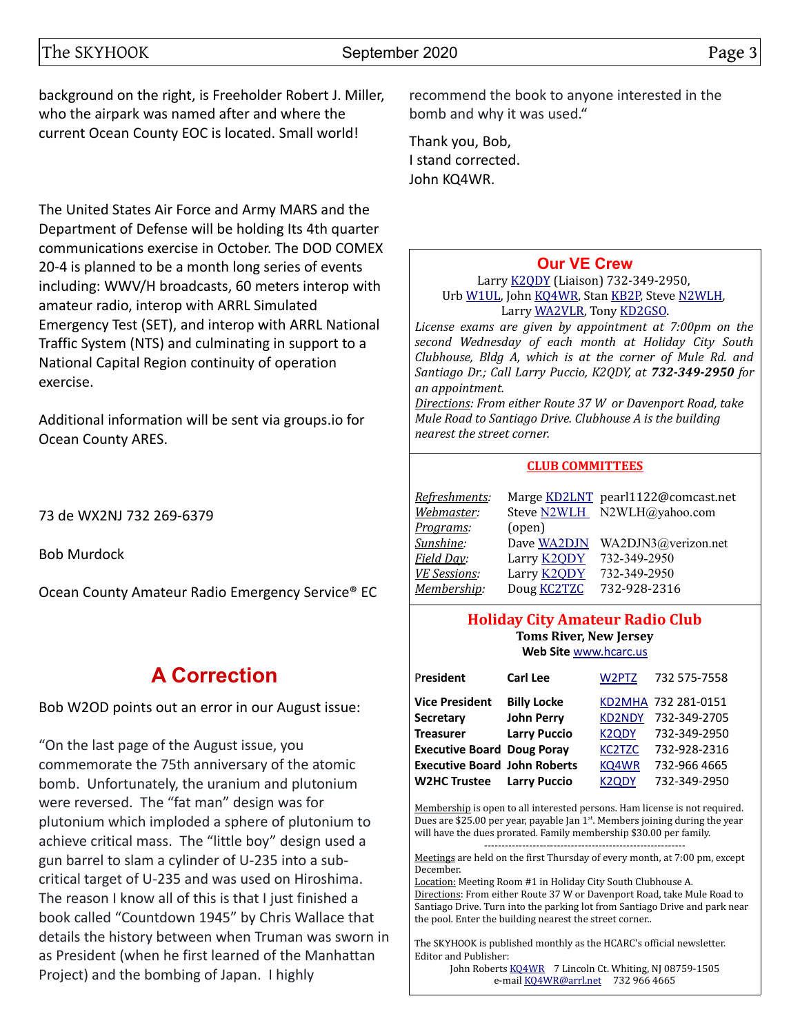background on the right, is Freeholder Robert J. Miller, who the airpark was named after and where the current Ocean County EOC is located. Small world!

The United States Air Force and Army MARS and the Department of Defense will be holding Its 4th quarter communications exercise in October. The DOD COMEX 20-4 is planned to be a month long series of events including: WWV/H broadcasts, 60 meters interop with amateur radio, interop with ARRL Simulated Emergency Test (SET), and interop with ARRL National Traffic System (NTS) and culminating in support to a National Capital Region continuity of operation exercise.

Additional information will be sent via groups.io for Ocean County ARES.

73 de WX2NJ 732 269-6379

Bob Murdock

Ocean County Amateur Radio Emergency Service® EC

## A Correction

Bob W2OD points out an error in our August issue:

"On the last page of the August issue, you commemorate the 75th anniversary of the atomic bomb. Unfortunately, the uranium and plutonium were reversed. The "fat man" design was for plutonium which imploded a sphere of plutonium to achieve critical mass. The "little boy" design used a gun barrel to slam a cylinder of U-235 into a sub-critical target of U-235 and was used on Hiroshima. The reason I know all of this is that I just finished a book called "Countdown 1945" by Chris Wallace that details the history between when Truman was sworn in as President (when he first learned of the Manhattan Project) and the bombing of Japan. I highly recommend the book to anyone interested in the bomb and why it was used."

Thank you, Bob,
I stand corrected.
John KQ4WR.

## Our VE Crew

Larry K2QDY (Liaison) 732-349-2950,
Urb W1UL, John KQ4WR, Stan KB2P, Steve N2WLH,
Larry WA2VLR, Tony KD2GSO.

*License exams are given by appointment at 7:00pm on the second Wednesday of each month at Holiday City South Clubhouse, Bldg A, which is at the corner of Mule Rd. and Santiago Dr.; Call Larry Puccio, K2QDY, at **732-349-2950** for an appointment.*

*Directions: From either Route 37 W or Davenport Road, take Mule Road to Santiago Drive. Clubhouse A is the building nearest the street corner.*

### CLUB COMMITTEES

| | | |
|---|---|---|
| *Refreshments:* | Marge KD2LNT | pearl1122@comcast.net |
| *Webmaster:* | Steve N2WLH | N2WLH@yahoo.com |
| *Programs:* | (open) | |
| *Sunshine:* | Dave WA2DJN | WA2DJN3@verizon.net |
| *Field Day:* | Larry K2QDY | 732-349-2950 |
| *VE Sessions:* | Larry K2QDY | 732-349-2950 |
| *Membership:* | Doug KC2TZC | 732-928-2316 |

## Holiday City Amateur Radio Club

**Toms River, New Jersey**

**Web Site** www.hcarc.us

| | | | |
|---|---|---|---|
| **President** | **Carl Lee** | W2PTZ | 732 575-7558 |
| **Vice President** | **Billy Locke** | KD2MHA | 732 281-0151 |
| **Secretary** | **John Perry** | KD2NDY | 732-349-2705 |
| **Treasurer** | **Larry Puccio** | K2QDY | 732-349-2950 |
| **Executive Board** | **Doug Poray** | KC2TZC | 732-928-2316 |
| **Executive Board** | **John Roberts** | KQ4WR | 732-966 4665 |
| **W2HC Trustee** | **Larry Puccio** | K2QDY | 732-349-2950 |

Membership is open to all interested persons. Ham license is not required. Dues are $25.00 per year, payable Jan 1st. Members joining during the year will have the dues prorated. Family membership $30.00 per family.

---

Meetings are held on the first Thursday of every month, at 7:00 pm, except December.

Location: Meeting Room #1 in Holiday City South Clubhouse A.

Directions: From either Route 37 W or Davenport Road, take Mule Road to Santiago Drive. Turn into the parking lot from Santiago Drive and park near the pool. Enter the building nearest the street corner..

The SKYHOOK is published monthly as the HCARC's official newsletter. Editor and Publisher:

John Roberts KQ4WR 7 Lincoln Ct. Whiting, NJ 08759-1505
e-mail KQ4WR@arrl.net 732 966 4665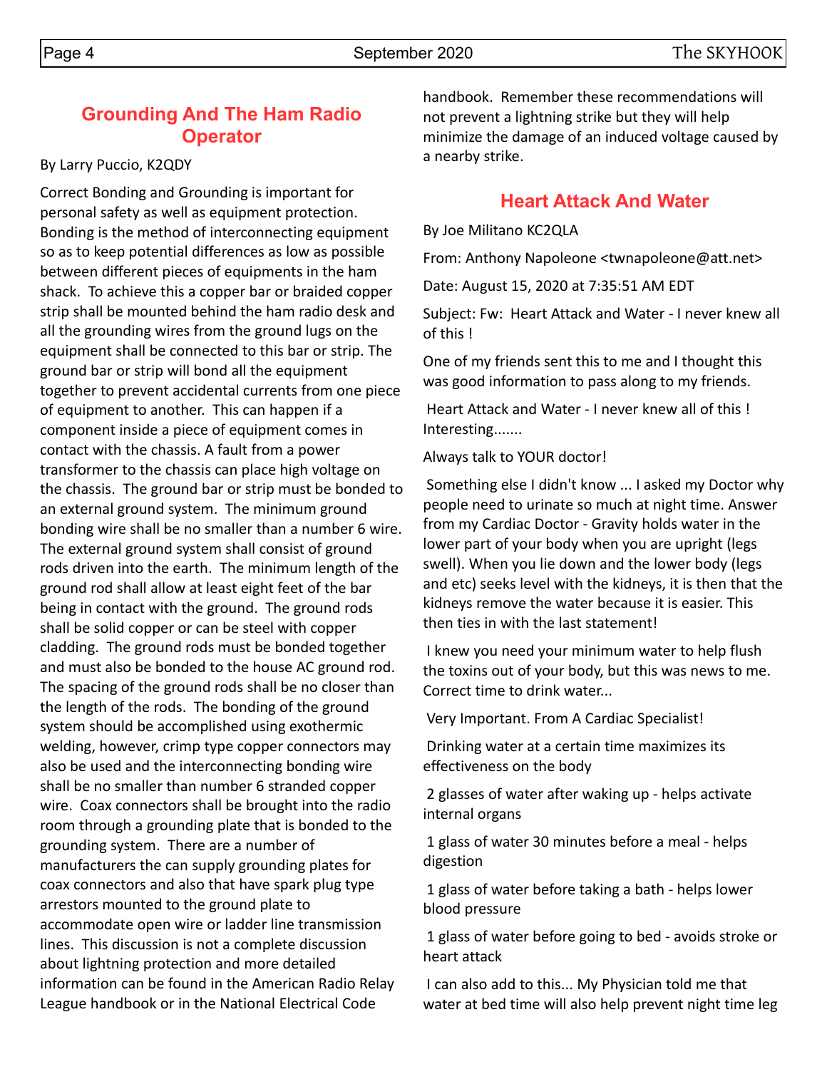## Grounding And The Ham Radio Operator

By Larry Puccio, K2QDY

Correct Bonding and Grounding is important for personal safety as well as equipment protection. Bonding is the method of interconnecting equipment so as to keep potential differences as low as possible between different pieces of equipments in the ham shack. To achieve this a copper bar or braided copper strip shall be mounted behind the ham radio desk and all the grounding wires from the ground lugs on the equipment shall be connected to this bar or strip. The ground bar or strip will bond all the equipment together to prevent accidental currents from one piece of equipment to another. This can happen if a component inside a piece of equipment comes in contact with the chassis. A fault from a power transformer to the chassis can place high voltage on the chassis. The ground bar or strip must be bonded to an external ground system. The minimum ground bonding wire shall be no smaller than a number 6 wire. The external ground system shall consist of ground rods driven into the earth. The minimum length of the ground rod shall allow at least eight feet of the bar being in contact with the ground. The ground rods shall be solid copper or can be steel with copper cladding. The ground rods must be bonded together and must also be bonded to the house AC ground rod. The spacing of the ground rods shall be no closer than the length of the rods. The bonding of the ground system should be accomplished using exothermic welding, however, crimp type copper connectors may also be used and the interconnecting bonding wire shall be no smaller than number 6 stranded copper wire. Coax connectors shall be brought into the radio room through a grounding plate that is bonded to the grounding system. There are a number of manufacturers the can supply grounding plates for coax connectors and also that have spark plug type arrestors mounted to the ground plate to accommodate open wire or ladder line transmission lines. This discussion is not a complete discussion about lightning protection and more detailed information can be found in the American Radio Relay League handbook or in the National Electrical Code handbook. Remember these recommendations will not prevent a lightning strike but they will help minimize the damage of an induced voltage caused by a nearby strike.

## Heart Attack And Water

By Joe Militano KC2QLA

From: Anthony Napoleone <twnapoleone@att.net>

Date: August 15, 2020 at 7:35:51 AM EDT

Subject: Fw: Heart Attack and Water - I never knew all of this !

One of my friends sent this to me and I thought this was good information to pass along to my friends.

Heart Attack and Water - I never knew all of this ! Interesting.......

Always talk to YOUR doctor!

Something else I didn't know ... I asked my Doctor why people need to urinate so much at night time. Answer from my Cardiac Doctor - Gravity holds water in the lower part of your body when you are upright (legs swell). When you lie down and the lower body (legs and etc) seeks level with the kidneys, it is then that the kidneys remove the water because it is easier. This then ties in with the last statement!

I knew you need your minimum water to help flush the toxins out of your body, but this was news to me. Correct time to drink water...

Very Important. From A Cardiac Specialist!

Drinking water at a certain time maximizes its effectiveness on the body

2 glasses of water after waking up - helps activate internal organs

1 glass of water 30 minutes before a meal - helps digestion

1 glass of water before taking a bath - helps lower blood pressure

1 glass of water before going to bed - avoids stroke or heart attack

I can also add to this... My Physician told me that water at bed time will also help prevent night time leg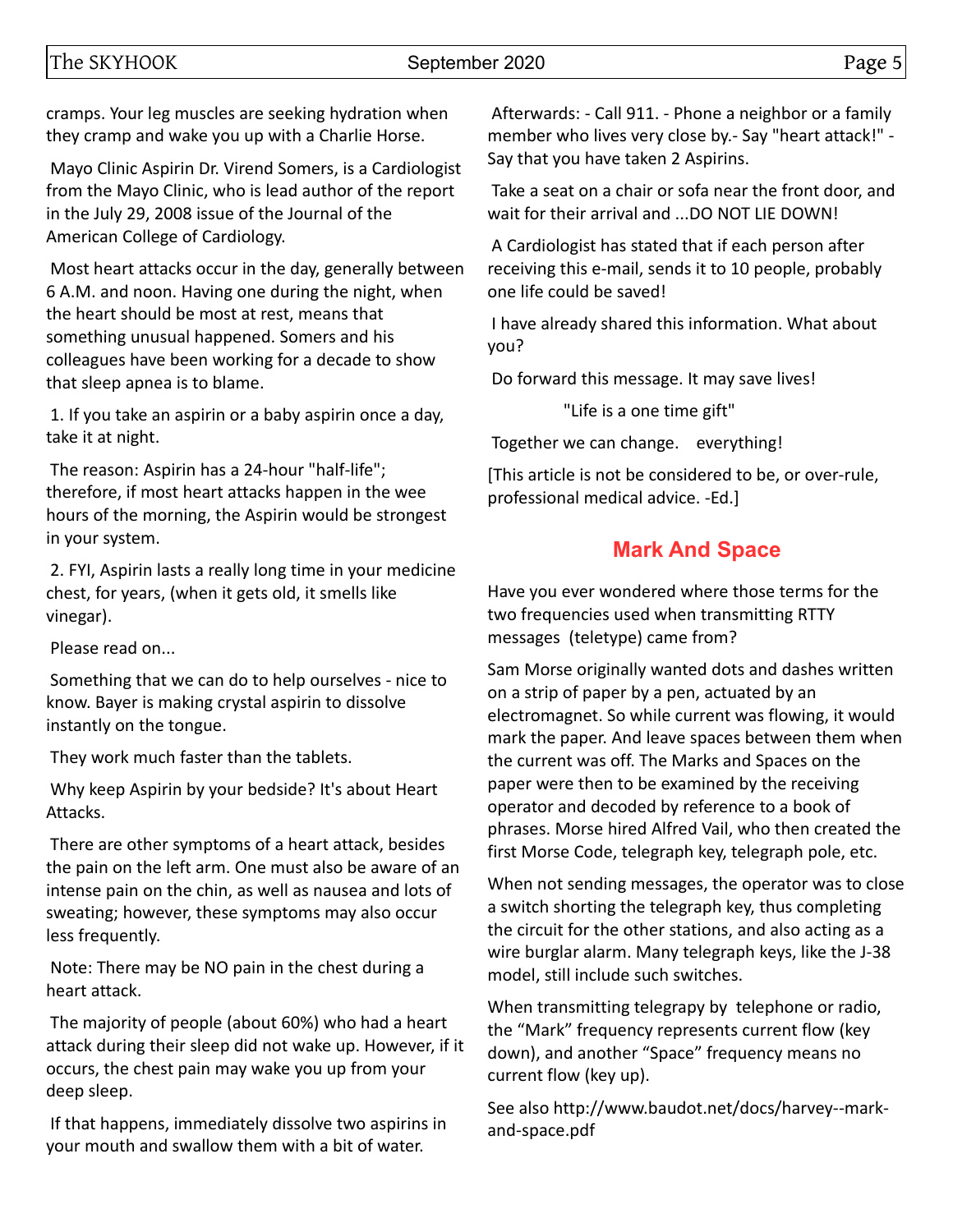cramps. Your leg muscles are seeking hydration when they cramp and wake you up with a Charlie Horse.

Mayo Clinic Aspirin Dr. Virend Somers, is a Cardiologist from the Mayo Clinic, who is lead author of the report in the July 29, 2008 issue of the Journal of the American College of Cardiology.

Most heart attacks occur in the day, generally between 6 A.M. and noon. Having one during the night, when the heart should be most at rest, means that something unusual happened. Somers and his colleagues have been working for a decade to show that sleep apnea is to blame.

1. If you take an aspirin or a baby aspirin once a day, take it at night.

The reason: Aspirin has a 24-hour "half-life"; therefore, if most heart attacks happen in the wee hours of the morning, the Aspirin would be strongest in your system.

2. FYI, Aspirin lasts a really long time in your medicine chest, for years, (when it gets old, it smells like vinegar).

Please read on...

Something that we can do to help ourselves - nice to know. Bayer is making crystal aspirin to dissolve instantly on the tongue.

They work much faster than the tablets.

Why keep Aspirin by your bedside? It's about Heart Attacks.

There are other symptoms of a heart attack, besides the pain on the left arm. One must also be aware of an intense pain on the chin, as well as nausea and lots of sweating; however, these symptoms may also occur less frequently.

Note: There may be NO pain in the chest during a heart attack.

The majority of people (about 60%) who had a heart attack during their sleep did not wake up. However, if it occurs, the chest pain may wake you up from your deep sleep.

If that happens, immediately dissolve two aspirins in your mouth and swallow them with a bit of water.

Afterwards: - Call 911. - Phone a neighbor or a family member who lives very close by.- Say "heart attack!" - Say that you have taken 2 Aspirins.

Take a seat on a chair or sofa near the front door, and wait for their arrival and ...DO NOT LIE DOWN!

A Cardiologist has stated that if each person after receiving this e-mail, sends it to 10 people, probably one life could be saved!

I have already shared this information. What about you?

Do forward this message. It may save lives!

"Life is a one time gift"

Together we can change. everything!

[This article is not be considered to be, or over-rule, professional medical advice. -Ed.]

## Mark And Space

Have you ever wondered where those terms for the two frequencies used when transmitting RTTY messages (teletype) came from?

Sam Morse originally wanted dots and dashes written on a strip of paper by a pen, actuated by an electromagnet. So while current was flowing, it would mark the paper. And leave spaces between them when the current was off. The Marks and Spaces on the paper were then to be examined by the receiving operator and decoded by reference to a book of phrases. Morse hired Alfred Vail, who then created the first Morse Code, telegraph key, telegraph pole, etc.

When not sending messages, the operator was to close a switch shorting the telegraph key, thus completing the circuit for the other stations, and also acting as a wire burglar alarm. Many telegraph keys, like the J-38 model, still include such switches.

When transmitting telegrapy by telephone or radio, the “Mark” frequency represents current flow (key down), and another “Space” frequency means no current flow (key up).

See also http://www.baudot.net/docs/harvey--mark-and-space.pdf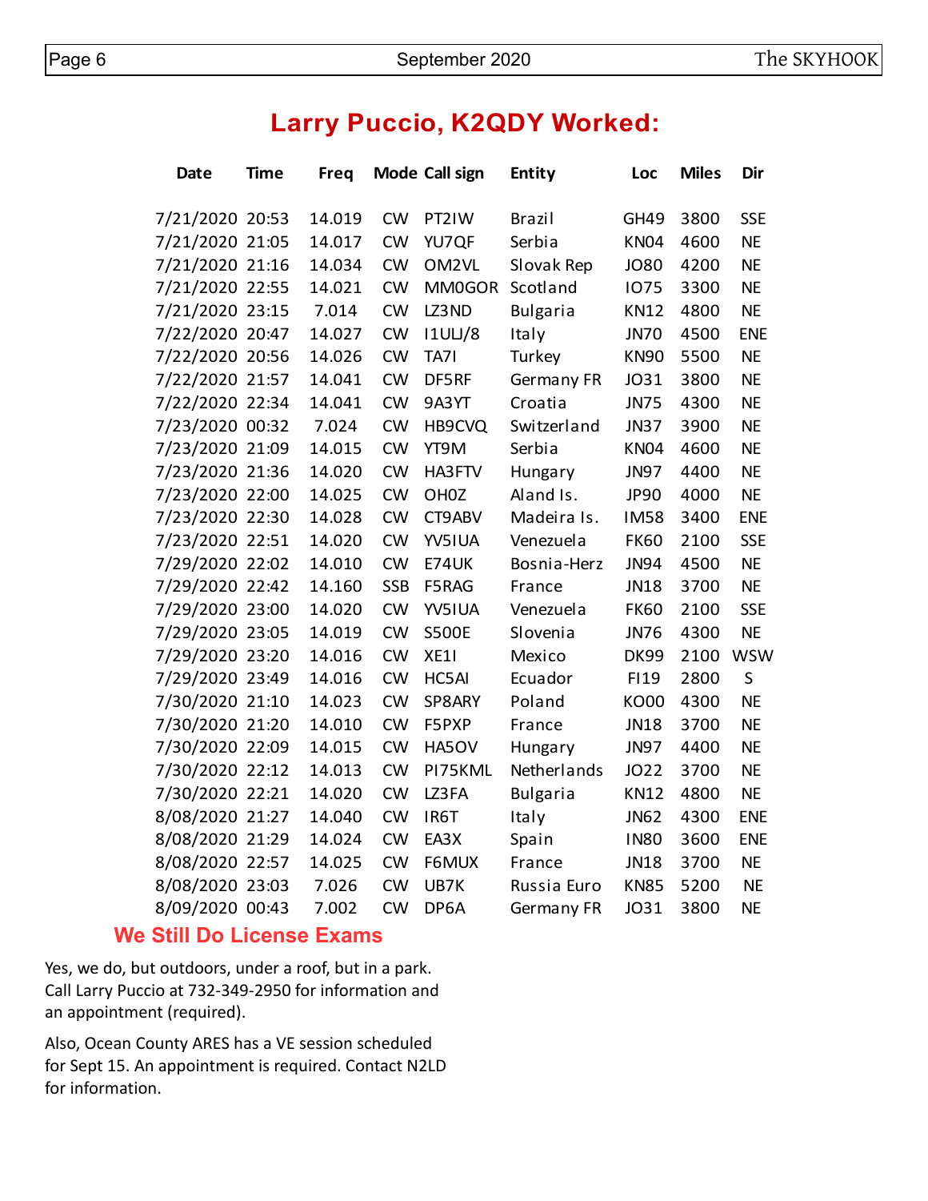## Larry Puccio, K2QDY Worked:

| Date | Time | Freq | Mode | Call sign | Entity | Loc | Miles | Dir |
|---|---|---|---|---|---|---|---|---|
| 7/21/2020 | 20:53 | 14.019 | CW | PT2IW | Brazil | GH49 | 3800 | SSE |
| 7/21/2020 | 21:05 | 14.017 | CW | YU7QF | Serbia | KN04 | 4600 | NE |
| 7/21/2020 | 21:16 | 14.034 | CW | OM2VL | Slovak Rep | JO80 | 4200 | NE |
| 7/21/2020 | 22:55 | 14.021 | CW | MM0GOR | Scotland | IO75 | 3300 | NE |
| 7/21/2020 | 23:15 | 7.014 | CW | LZ3ND | Bulgaria | KN12 | 4800 | NE |
| 7/22/2020 | 20:47 | 14.027 | CW | I1ULJ/8 | Italy | JN70 | 4500 | ENE |
| 7/22/2020 | 20:56 | 14.026 | CW | TA7I | Turkey | KN90 | 5500 | NE |
| 7/22/2020 | 21:57 | 14.041 | CW | DF5RF | Germany FR | JO31 | 3800 | NE |
| 7/22/2020 | 22:34 | 14.041 | CW | 9A3YT | Croatia | JN75 | 4300 | NE |
| 7/23/2020 | 00:32 | 7.024 | CW | HB9CVQ | Switzerland | JN37 | 3900 | NE |
| 7/23/2020 | 21:09 | 14.015 | CW | YT9M | Serbia | KN04 | 4600 | NE |
| 7/23/2020 | 21:36 | 14.020 | CW | HA3FTV | Hungary | JN97 | 4400 | NE |
| 7/23/2020 | 22:00 | 14.025 | CW | OH0Z | Aland Is. | JP90 | 4000 | NE |
| 7/23/2020 | 22:30 | 14.028 | CW | CT9ABV | Madeira Is. | IM58 | 3400 | ENE |
| 7/23/2020 | 22:51 | 14.020 | CW | YV5IUA | Venezuela | FK60 | 2100 | SSE |
| 7/29/2020 | 22:02 | 14.010 | CW | E74UK | Bosnia-Herz | JN94 | 4500 | NE |
| 7/29/2020 | 22:42 | 14.160 | SSB | F5RAG | France | JN18 | 3700 | NE |
| 7/29/2020 | 23:00 | 14.020 | CW | YV5IUA | Venezuela | FK60 | 2100 | SSE |
| 7/29/2020 | 23:05 | 14.019 | CW | S500E | Slovenia | JN76 | 4300 | NE |
| 7/29/2020 | 23:20 | 14.016 | CW | XE1I | Mexico | DK99 | 2100 | WSW |
| 7/29/2020 | 23:49 | 14.016 | CW | HC5AI | Ecuador | FI19 | 2800 | S |
| 7/30/2020 | 21:10 | 14.023 | CW | SP8ARY | Poland | KO00 | 4300 | NE |
| 7/30/2020 | 21:20 | 14.010 | CW | F5PXP | France | JN18 | 3700 | NE |
| 7/30/2020 | 22:09 | 14.015 | CW | HA5OV | Hungary | JN97 | 4400 | NE |
| 7/30/2020 | 22:12 | 14.013 | CW | PI75KML | Netherlands | JO22 | 3700 | NE |
| 7/30/2020 | 22:21 | 14.020 | CW | LZ3FA | Bulgaria | KN12 | 4800 | NE |
| 8/08/2020 | 21:27 | 14.040 | CW | IR6T | Italy | JN62 | 4300 | ENE |
| 8/08/2020 | 21:29 | 14.024 | CW | EA3X | Spain | IN80 | 3600 | ENE |
| 8/08/2020 | 22:57 | 14.025 | CW | F6MUX | France | JN18 | 3700 | NE |
| 8/08/2020 | 23:03 | 7.026 | CW | UB7K | Russia Euro | KN85 | 5200 | NE |
| 8/09/2020 | 00:43 | 7.002 | CW | DP6A | Germany FR | JO31 | 3800 | NE |

### We Still Do License Exams

Yes, we do, but outdoors, under a roof, but in a park. Call Larry Puccio at 732-349-2950 for information and an appointment (required).

Also, Ocean County ARES has a VE session scheduled for Sept 15. An appointment is required. Contact N2LD for information.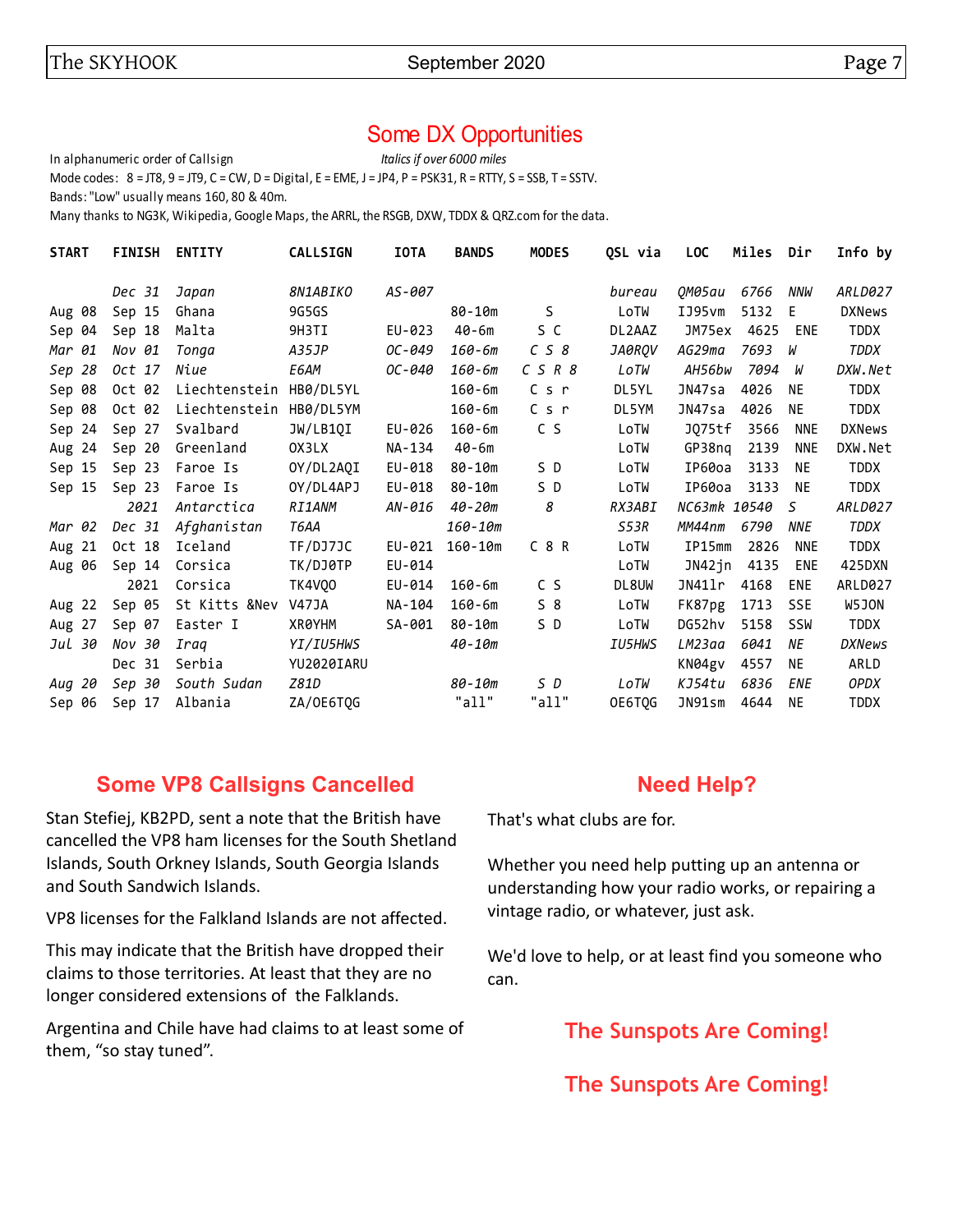## Some DX Opportunities

In alphanumeric order of Callsign *Italics if over 6000 miles*

Mode codes: 8 = JT8, 9 = JT9, C = CW, D = Digital, E = EME, J = JP4, P = PSK31, R = RTTY, S = SSB, T = SSTV.

Bands: "Low" usually means 160, 80 & 40m.

Many thanks to NG3K, Wikipedia, Google Maps, the ARRL, the RSGB, DXW, TDDX & QRZ.com for the data.

| START | FINISH | ENTITY | CALLSIGN | IOTA | BANDS | MODES | QSL via | LOC | Miles | Dir | Info by |
|---|---|---|---|---|---|---|---|---|---|---|---|
| | *Dec 31* | *Japan* | *8N1ABIKO* | *AS-007* | | | *bureau* | *QM05au* | *6766* | *NNW* | *ARLD027* |
| Aug 08 | Sep 15 | Ghana | 9G5GS | | 80-10m | S | LoTW | IJ95vm | 5132 | E | DXNews |
| Sep 04 | Sep 18 | Malta | 9H3TI | EU-023 | 40-6m | S C | DL2AAZ | JM75ex | 4625 | ENE | TDDX |
| *Mar 01* | *Nov 01* | *Tonga* | *A35JP* | *OC-049* | *160-6m* | *C S 8* | *JA0RQV* | *AG29ma* | *7693* | *W* | *TDDX* |
| *Sep 28* | *Oct 17* | *Niue* | *E6AM* | *OC-040* | *160-6m* | *C S R 8* | *LoTW* | *AH56bw* | *7094* | *W* | *DXW.Net* |
| Sep 08 | Oct 02 | Liechtenstein | HB0/DL5YL | | 160-6m | C s r | DL5YL | JN47sa | 4026 | NE | TDDX |
| Sep 08 | Oct 02 | Liechtenstein | HB0/DL5YM | | 160-6m | C s r | DL5YM | JN47sa | 4026 | NE | TDDX |
| Sep 24 | Sep 27 | Svalbard | JW/LB1QI | EU-026 | 160-6m | C S | LoTW | JQ75tf | 3566 | NNE | DXNews |
| Aug 24 | Sep 20 | Greenland | OX3LX | NA-134 | 40-6m | | LoTW | GP38nq | 2139 | NNE | DXW.Net |
| Sep 15 | Sep 23 | Faroe Is | OY/DL2AQI | EU-018 | 80-10m | S D | LoTW | IP60oa | 3133 | NE | TDDX |
| Sep 15 | Sep 23 | Faroe Is | OY/DL4APJ | EU-018 | 80-10m | S D | LoTW | IP60oa | 3133 | NE | TDDX |
| | *2021* | *Antarctica* | *RI1ANM* | *AN-016* | *40-20m* | *8* | *RX3ABI* | *NC63mk* | *10540* | *S* | *ARLD027* |
| *Mar 02* | *Dec 31* | *Afghanistan* | *T6AA* | | *160-10m* | | *S53R* | *MM44nm* | *6790* | *NNE* | *TDDX* |
| Aug 21 | Oct 18 | Iceland | TF/DJ7JC | EU-021 | 160-10m | C 8 R | LoTW | IP15mm | 2826 | NNE | TDDX |
| Aug 06 | Sep 14 | Corsica | TK/DJ0TP | EU-014 | | | LoTW | JN42jn | 4135 | ENE | 425DXN |
| | 2021 | Corsica | TK4VQO | EU-014 | 160-6m | C S | DL8UW | JN41lr | 4168 | ENE | ARLD027 |
| Aug 22 | Sep 05 | St Kitts &Nev | V47JA | NA-104 | 160-6m | S 8 | LoTW | FK87pg | 1713 | SSE | W5JON |
| Aug 27 | Sep 07 | Easter I | XR0YHM | SA-001 | 80-10m | S D | LoTW | DG52hv | 5158 | SSW | TDDX |
| *Jul 30* | *Nov 30* | *Iraq* | *YI/IU5HWS* | | *40-10m* | | *IU5HWS* | *LM23aa* | *6041* | *NE* | *DXNews* |
| | Dec 31 | Serbia | YU2020IARU | | | | | KN04gv | 4557 | NE | ARLD |
| *Aug 20* | *Sep 30* | *South Sudan* | *Z81D* | | *80-10m* | *S D* | *LoTW* | *KJ54tu* | *6836* | *ENE* | *OPDX* |
| Sep 06 | Sep 17 | Albania | ZA/OE6TQG | | "all" | "all" | OE6TQG | JN91sm | 4644 | NE | TDDX |

## Some VP8 Callsigns Cancelled

Stan Stefiej, KB2PD, sent a note that the British have cancelled the VP8 ham licenses for the South Shetland Islands, South Orkney Islands, South Georgia Islands and South Sandwich Islands.

VP8 licenses for the Falkland Islands are not affected.

This may indicate that the British have dropped their claims to those territories. At least that they are no longer considered extensions of the Falklands.

Argentina and Chile have had claims to at least some of them, "so stay tuned".

## Need Help?

That's what clubs are for.

Whether you need help putting up an antenna or understanding how your radio works, or repairing a vintage radio, or whatever, just ask.

We'd love to help, or at least find you someone who can.

## The Sunspots Are Coming!

## The Sunspots Are Coming!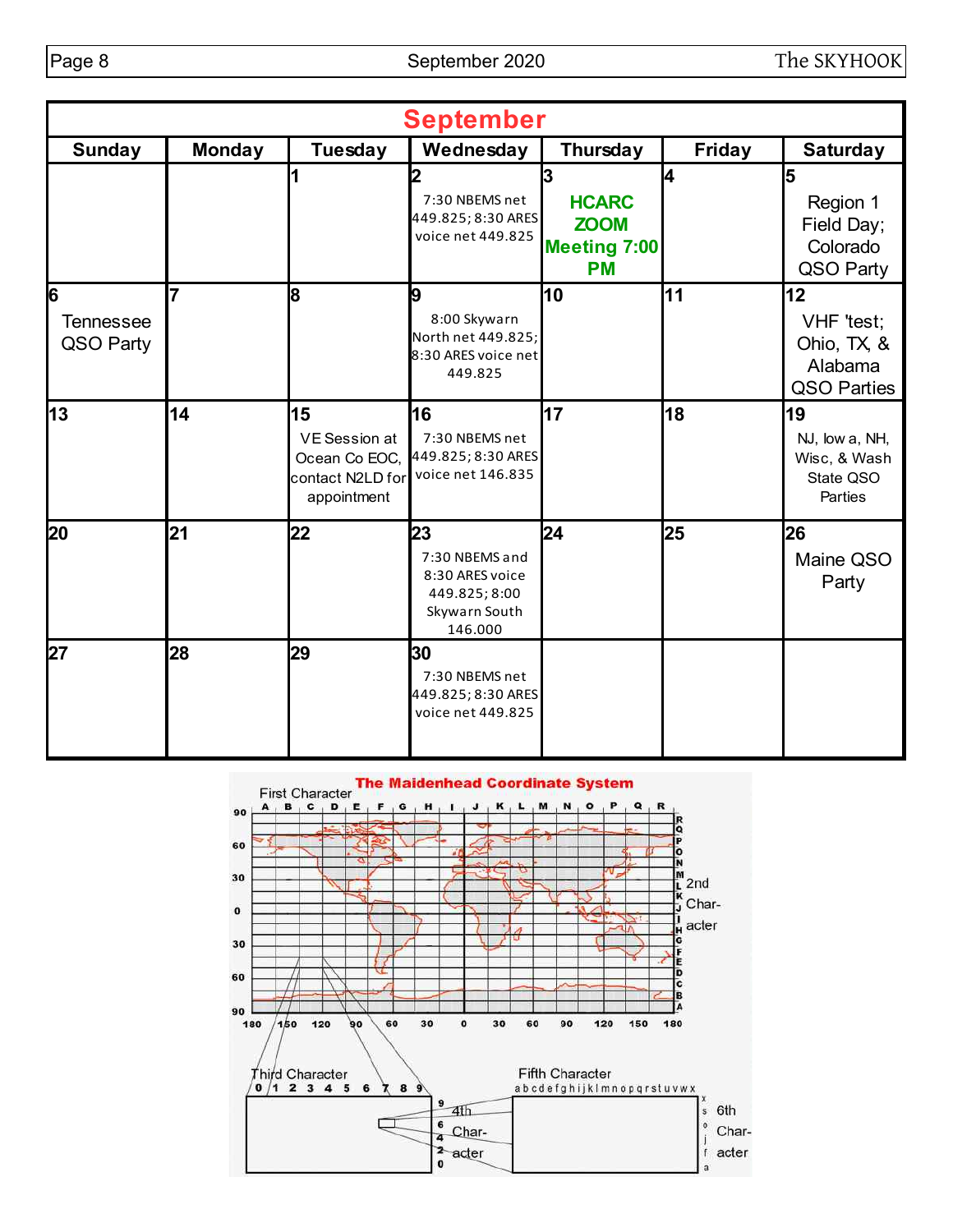## September

| Sunday | Monday | Tuesday | Wednesday | Thursday | Friday | Saturday |
|---|---|---|---|---|---|---|
| | | 1 | 2 7:30 NBEMS net 449.825; 8:30 ARES voice net 449.825 | 3 **HCARC ZOOM Meeting 7:00 PM** | 4 | 5 Region 1 Field Day; Colorado QSO Party |
| 6 Tennessee QSO Party | 7 | 8 | 9 8:00 Skywarn North net 449.825; 8:30 ARES voice net 449.825 | 10 | 11 | 12 VHF 'test; Ohio, TX, & Alabama QSO Parties |
| 13 | 14 | 15 VE Session at Ocean Co EOC, contact N2LD for appointment | 16 7:30 NBEMS net 449.825; 8:30 ARES voice net 146.835 | 17 | 18 | 19 NJ, Iowa, NH, Wisc, & Wash State QSO Parties |
| 20 | 21 | 22 | 23 7:30 NBEMS and 8:30 ARES voice 449.825; 8:00 Skywarn South 146.000 | 24 | 25 | 26 Maine QSO Party |
| 27 | 28 | 29 | 30 7:30 NBEMS net 449.825; 8:30 ARES voice net 449.825 | | | |

**The Maidenhead Coordinate System**

First Character
A B C D E F G H I J K L M N O P Q R

90 60 30 0 30 60 90

180 150 120 90 60 30 0 30 60 90 120 150 180

R Q P O N M L K J I H G F E D C B A

2nd Character

Third Character
0 1 2 3 4 5 6 7 8 9

9 6 4 2 0

4th Character

Fifth Character
a b c d e f g h i j k l m n o p q r s t u v w x

x s o j f a

6th Character